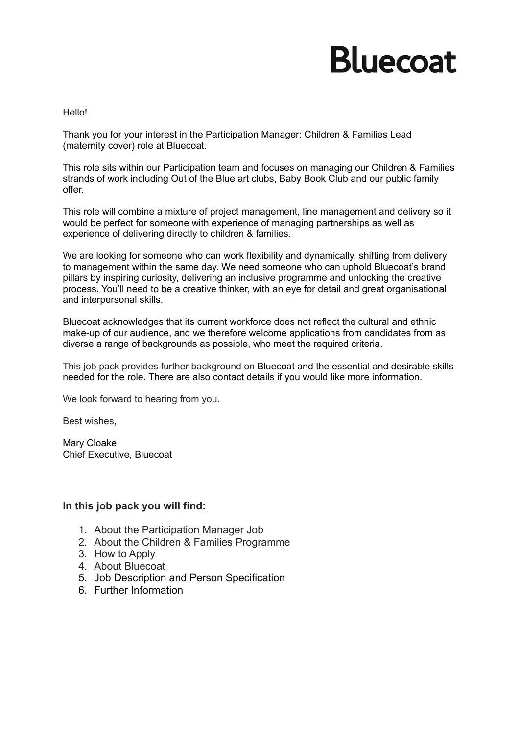# Bluecoat

Hello!

Thank you for your interest in the Participation Manager: Children & Families Lead (maternity cover) role at Bluecoat.

This role sits within our Participation team and focuses on managing our Children & Families strands of work including Out of the Blue art clubs, Baby Book Club and our public family offer.

This role will combine a mixture of project management, line management and delivery so it would be perfect for someone with experience of managing partnerships as well as experience of delivering directly to children & families.

We are looking for someone who can work flexibility and dynamically, shifting from delivery to management within the same day. We need someone who can uphold Bluecoat's brand pillars by inspiring curiosity, delivering an inclusive programme and unlocking the creative process. You'll need to be a creative thinker, with an eye for detail and great organisational and interpersonal skills.

Bluecoat acknowledges that its current workforce does not reflect the cultural and ethnic make-up of our audience, and we therefore welcome applications from candidates from as diverse a range of backgrounds as possible, who meet the required criteria.

This job pack provides further background on Bluecoat and the essential and desirable skills needed for the role. There are also contact details if you would like more information.

We look forward to hearing from you.

Best wishes,

Mary Cloake
Chief Executive, Bluecoat

**In this job pack you will find:**

1. About the Participation Manager Job
2. About the Children & Families Programme
3. How to Apply
4. About Bluecoat
5. Job Description and Person Specification
6. Further Information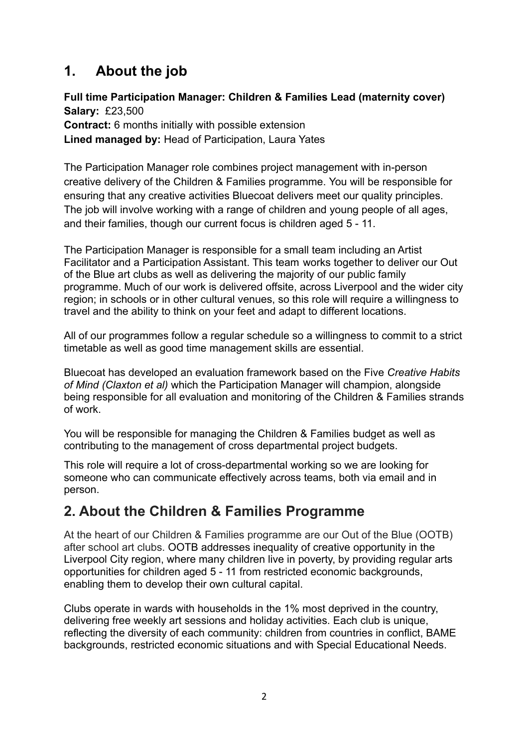## 1. About the job

**Full time Participation Manager: Children & Families Lead (maternity cover)**
**Salary:** £23,500
**Contract:** 6 months initially with possible extension
**Lined managed by:** Head of Participation, Laura Yates

The Participation Manager role combines project management with in-person creative delivery of the Children & Families programme. You will be responsible for ensuring that any creative activities Bluecoat delivers meet our quality principles. The job will involve working with a range of children and young people of all ages, and their families, though our current focus is children aged 5 - 11.

The Participation Manager is responsible for a small team including an Artist Facilitator and a Participation Assistant. This team works together to deliver our Out of the Blue art clubs as well as delivering the majority of our public family programme. Much of our work is delivered offsite, across Liverpool and the wider city region; in schools or in other cultural venues, so this role will require a willingness to travel and the ability to think on your feet and adapt to different locations.

All of our programmes follow a regular schedule so a willingness to commit to a strict timetable as well as good time management skills are essential.

Bluecoat has developed an evaluation framework based on the Five *Creative Habits of Mind (Claxton et al)* which the Participation Manager will champion, alongside being responsible for all evaluation and monitoring of the Children & Families strands of work.

You will be responsible for managing the Children & Families budget as well as contributing to the management of cross departmental project budgets.

This role will require a lot of cross-departmental working so we are looking for someone who can communicate effectively across teams, both via email and in person.

## 2. About the Children & Families Programme

At the heart of our Children & Families programme are our Out of the Blue (OOTB) after school art clubs. OOTB addresses inequality of creative opportunity in the Liverpool City region, where many children live in poverty, by providing regular arts opportunities for children aged 5 - 11 from restricted economic backgrounds, enabling them to develop their own cultural capital.

Clubs operate in wards with households in the 1% most deprived in the country, delivering free weekly art sessions and holiday activities. Each club is unique, reflecting the diversity of each community: children from countries in conflict, BAME backgrounds, restricted economic situations and with Special Educational Needs.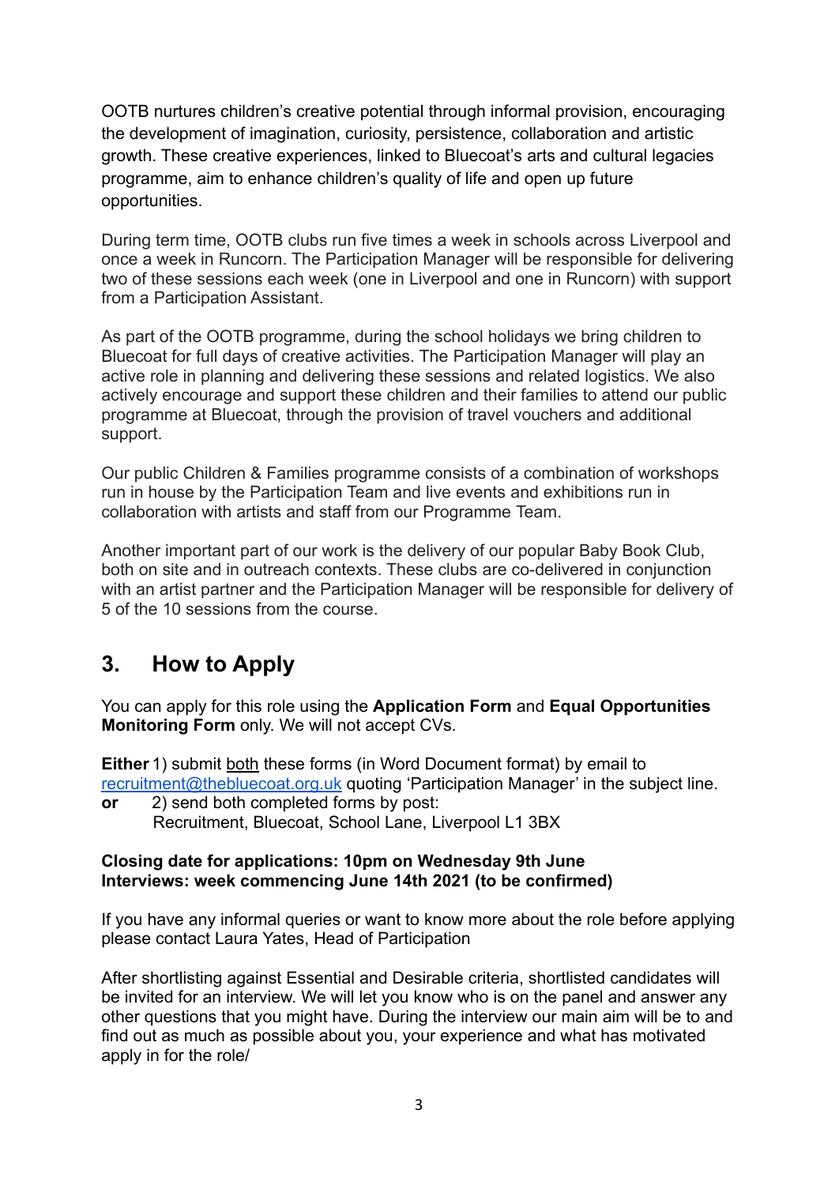OOTB nurtures children's creative potential through informal provision, encouraging the development of imagination, curiosity, persistence, collaboration and artistic growth. These creative experiences, linked to Bluecoat's arts and cultural legacies programme, aim to enhance children's quality of life and open up future opportunities.

During term time, OOTB clubs run five times a week in schools across Liverpool and once a week in Runcorn. The Participation Manager will be responsible for delivering two of these sessions each week (one in Liverpool and one in Runcorn) with support from a Participation Assistant.

As part of the OOTB programme, during the school holidays we bring children to Bluecoat for full days of creative activities. The Participation Manager will play an active role in planning and delivering these sessions and related logistics. We also actively encourage and support these children and their families to attend our public programme at Bluecoat, through the provision of travel vouchers and additional support.

Our public Children & Families programme consists of a combination of workshops run in house by the Participation Team and live events and exhibitions run in collaboration with artists and staff from our Programme Team.

Another important part of our work is the delivery of our popular Baby Book Club, both on site and in outreach contexts. These clubs are co-delivered in conjunction with an artist partner and the Participation Manager will be responsible for delivery of 5 of the 10 sessions from the course.

## 3. How to Apply

You can apply for this role using the **Application Form** and **Equal Opportunities Monitoring Form** only. We will not accept CVs.

**Either** 1) submit both these forms (in Word Document format) by email to recruitment@thebluecoat.org.uk quoting 'Participation Manager' in the subject line.
**or** 2) send both completed forms by post:
Recruitment, Bluecoat, School Lane, Liverpool L1 3BX

**Closing date for applications: 10pm on Wednesday 9th June**
**Interviews: week commencing June 14th 2021 (to be confirmed)**

If you have any informal queries or want to know more about the role before applying please contact Laura Yates, Head of Participation

After shortlisting against Essential and Desirable criteria, shortlisted candidates will be invited for an interview. We will let you know who is on the panel and answer any other questions that you might have. During the interview our main aim will be to and find out as much as possible about you, your experience and what has motivated apply in for the role/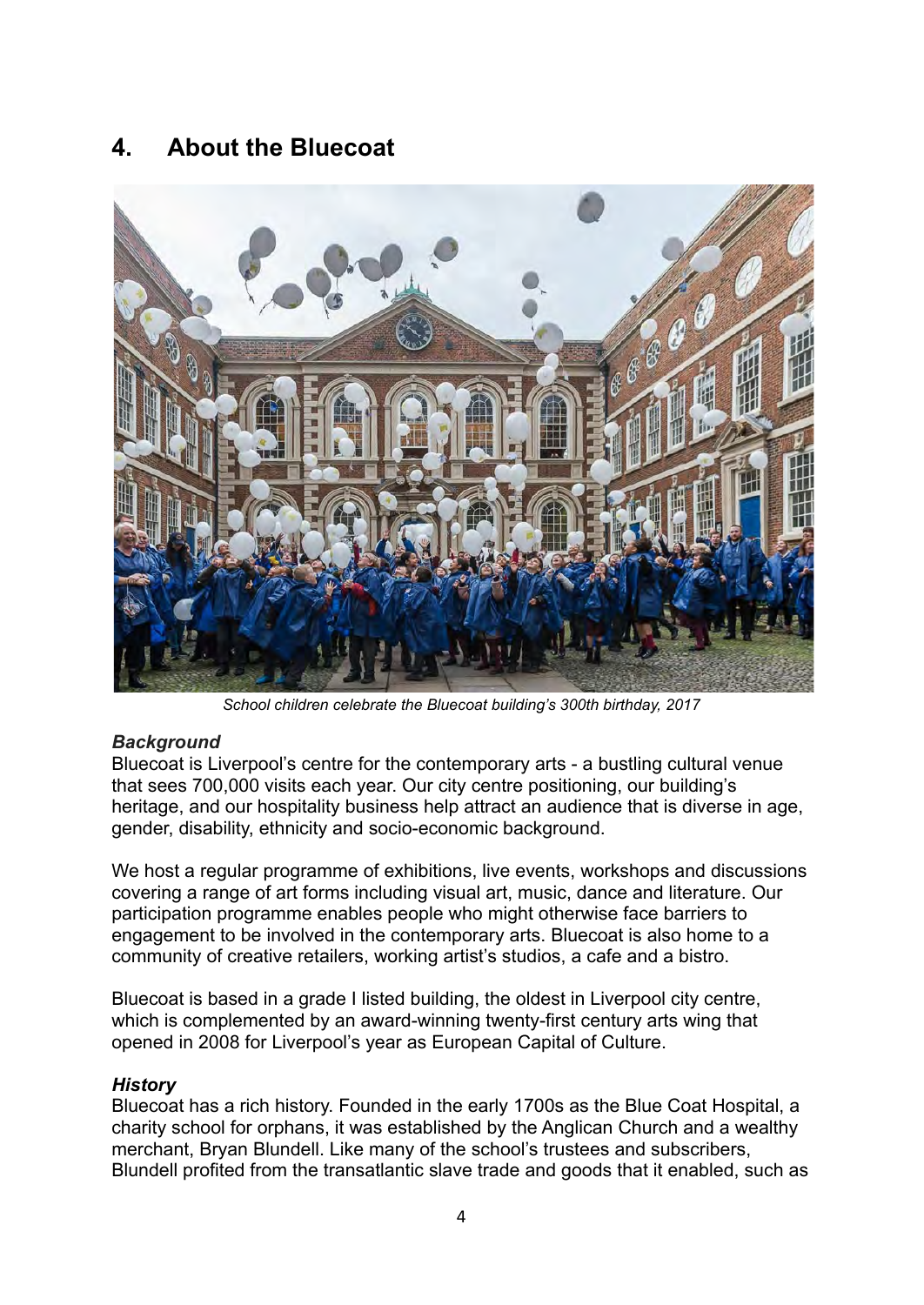## 4. About the Bluecoat

*School children celebrate the Bluecoat building's 300th birthday, 2017*

### *Background*

Bluecoat is Liverpool's centre for the contemporary arts - a bustling cultural venue that sees 700,000 visits each year. Our city centre positioning, our building's heritage, and our hospitality business help attract an audience that is diverse in age, gender, disability, ethnicity and socio-economic background.

We host a regular programme of exhibitions, live events, workshops and discussions covering a range of art forms including visual art, music, dance and literature. Our participation programme enables people who might otherwise face barriers to engagement to be involved in the contemporary arts. Bluecoat is also home to a community of creative retailers, working artist's studios, a cafe and a bistro.

Bluecoat is based in a grade I listed building, the oldest in Liverpool city centre, which is complemented by an award-winning twenty-first century arts wing that opened in 2008 for Liverpool's year as European Capital of Culture.

### *History*

Bluecoat has a rich history. Founded in the early 1700s as the Blue Coat Hospital, a charity school for orphans, it was established by the Anglican Church and a wealthy merchant, Bryan Blundell. Like many of the school's trustees and subscribers, Blundell profited from the transatlantic slave trade and goods that it enabled, such as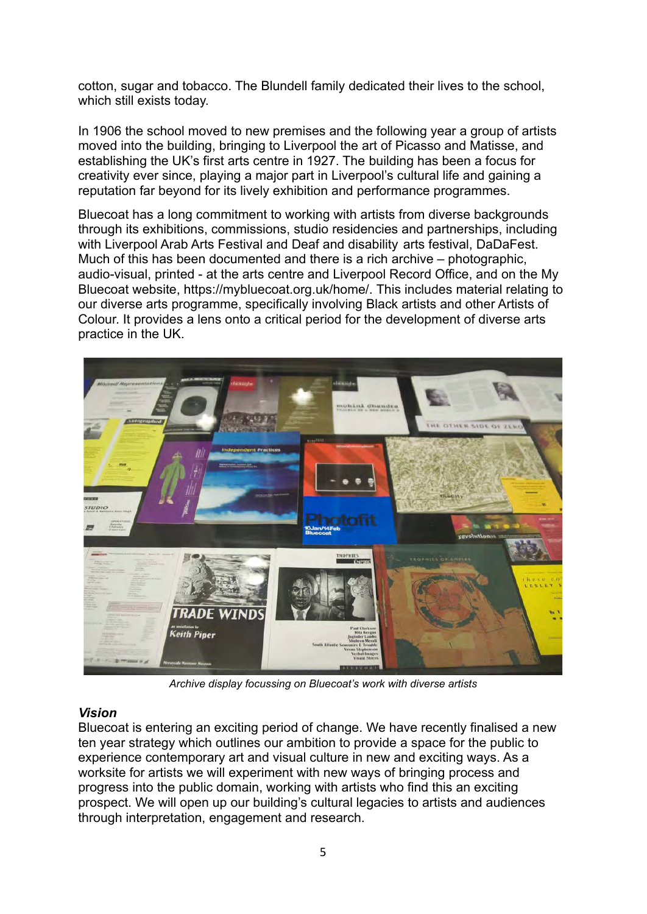cotton, sugar and tobacco. The Blundell family dedicated their lives to the school, which still exists today.

In 1906 the school moved to new premises and the following year a group of artists moved into the building, bringing to Liverpool the art of Picasso and Matisse, and establishing the UK's first arts centre in 1927. The building has been a focus for creativity ever since, playing a major part in Liverpool's cultural life and gaining a reputation far beyond for its lively exhibition and performance programmes.

Bluecoat has a long commitment to working with artists from diverse backgrounds through its exhibitions, commissions, studio residencies and partnerships, including with Liverpool Arab Arts Festival and Deaf and disability arts festival, DaDaFest. Much of this has been documented and there is a rich archive – photographic, audio-visual, printed - at the arts centre and Liverpool Record Office, and on the My Bluecoat website, https://mybluecoat.org.uk/home/. This includes material relating to our diverse arts programme, specifically involving Black artists and other Artists of Colour. It provides a lens onto a critical period for the development of diverse arts practice in the UK.

*Archive display focussing on Bluecoat's work with diverse artists*

### *Vision*

Bluecoat is entering an exciting period of change. We have recently finalised a new ten year strategy which outlines our ambition to provide a space for the public to experience contemporary art and visual culture in new and exciting ways. As a worksite for artists we will experiment with new ways of bringing process and progress into the public domain, working with artists who find this an exciting prospect. We will open up our building's cultural legacies to artists and audiences through interpretation, engagement and research.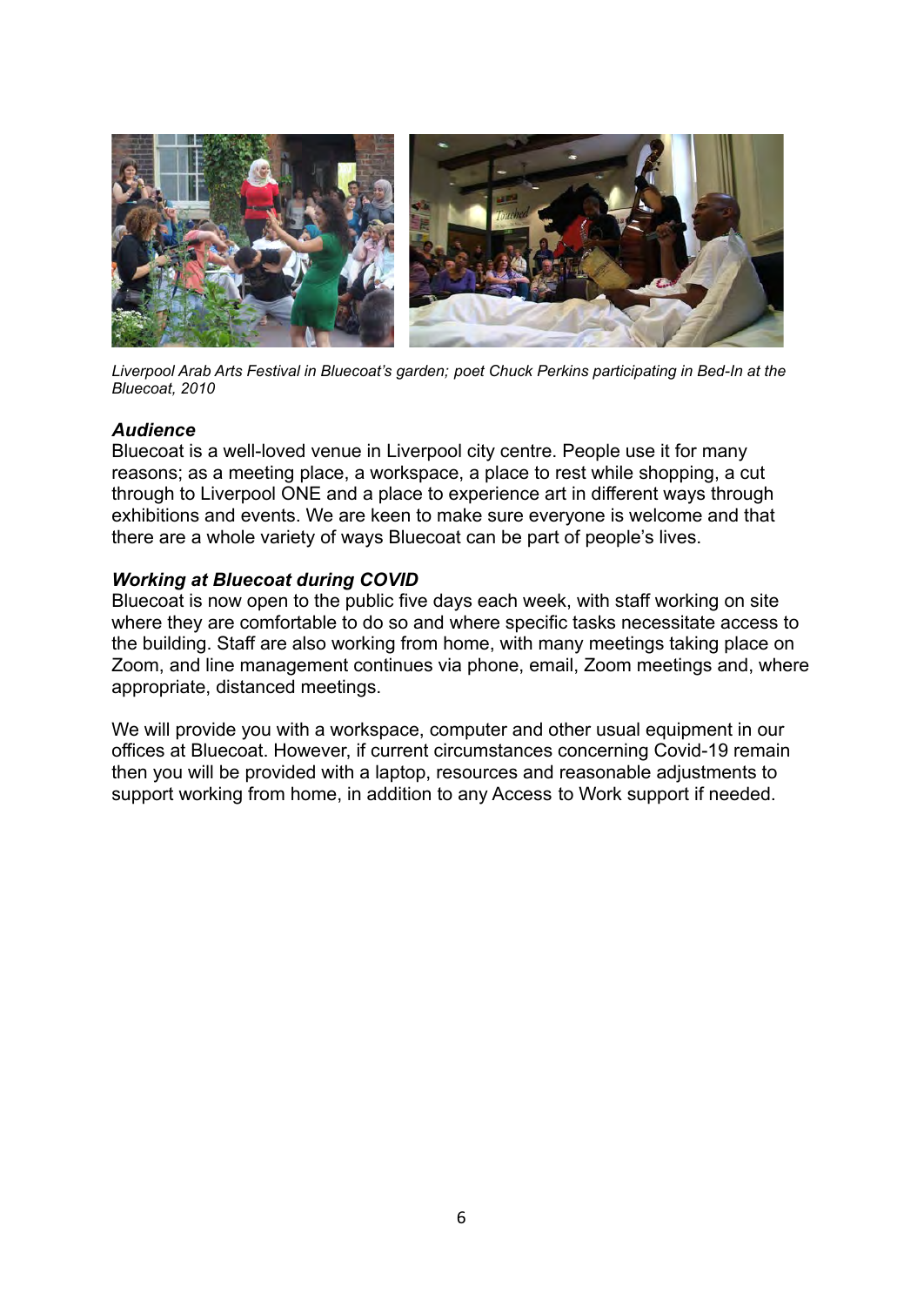*Liverpool Arab Arts Festival in Bluecoat's garden; poet Chuck Perkins participating in Bed-In at the Bluecoat, 2010*

### ***Audience***

Bluecoat is a well-loved venue in Liverpool city centre. People use it for many reasons; as a meeting place, a workspace, a place to rest while shopping, a cut through to Liverpool ONE and a place to experience art in different ways through exhibitions and events. We are keen to make sure everyone is welcome and that there are a whole variety of ways Bluecoat can be part of people's lives.

### ***Working at Bluecoat during COVID***

Bluecoat is now open to the public five days each week, with staff working on site where they are comfortable to do so and where specific tasks necessitate access to the building. Staff are also working from home, with many meetings taking place on Zoom, and line management continues via phone, email, Zoom meetings and, where appropriate, distanced meetings.

We will provide you with a workspace, computer and other usual equipment in our offices at Bluecoat. However, if current circumstances concerning Covid-19 remain then you will be provided with a laptop, resources and reasonable adjustments to support working from home, in addition to any Access to Work support if needed.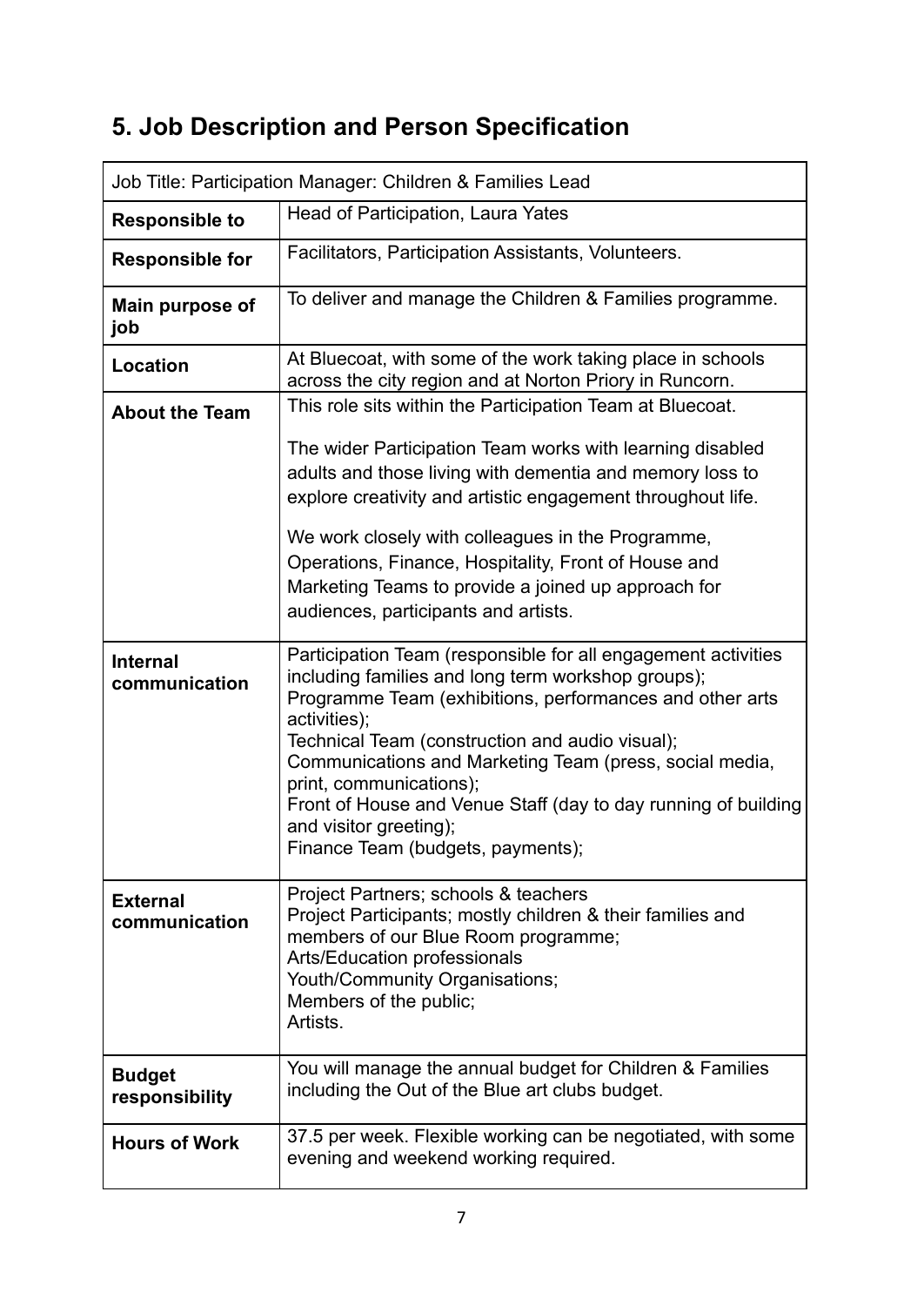## 5. Job Description and Person Specification

| Job Title: Participation Manager: Children & Families Lead | |
|---|---|
| **Responsible to** | Head of Participation, Laura Yates |
| **Responsible for** | Facilitators, Participation Assistants, Volunteers. |
| **Main purpose of job** | To deliver and manage the Children & Families programme. |
| **Location** | At Bluecoat, with some of the work taking place in schools across the city region and at Norton Priory in Runcorn. |
| **About the Team** | This role sits within the Participation Team at Bluecoat.<br><br>The wider Participation Team works with learning disabled adults and those living with dementia and memory loss to explore creativity and artistic engagement throughout life.<br><br>We work closely with colleagues in the Programme, Operations, Finance, Hospitality, Front of House and Marketing Teams to provide a joined up approach for audiences, participants and artists. |
| **Internal communication** | Participation Team (responsible for all engagement activities including families and long term workshop groups);<br>Programme Team (exhibitions, performances and other arts activities);<br>Technical Team (construction and audio visual);<br>Communications and Marketing Team (press, social media, print, communications);<br>Front of House and Venue Staff (day to day running of building and visitor greeting);<br>Finance Team (budgets, payments); |
| **External communication** | Project Partners; schools & teachers<br>Project Participants; mostly children & their families and members of our Blue Room programme;<br>Arts/Education professionals<br>Youth/Community Organisations;<br>Members of the public;<br>Artists. |
| **Budget responsibility** | You will manage the annual budget for Children & Families including the Out of the Blue art clubs budget. |
| **Hours of Work** | 37.5 per week. Flexible working can be negotiated, with some evening and weekend working required. |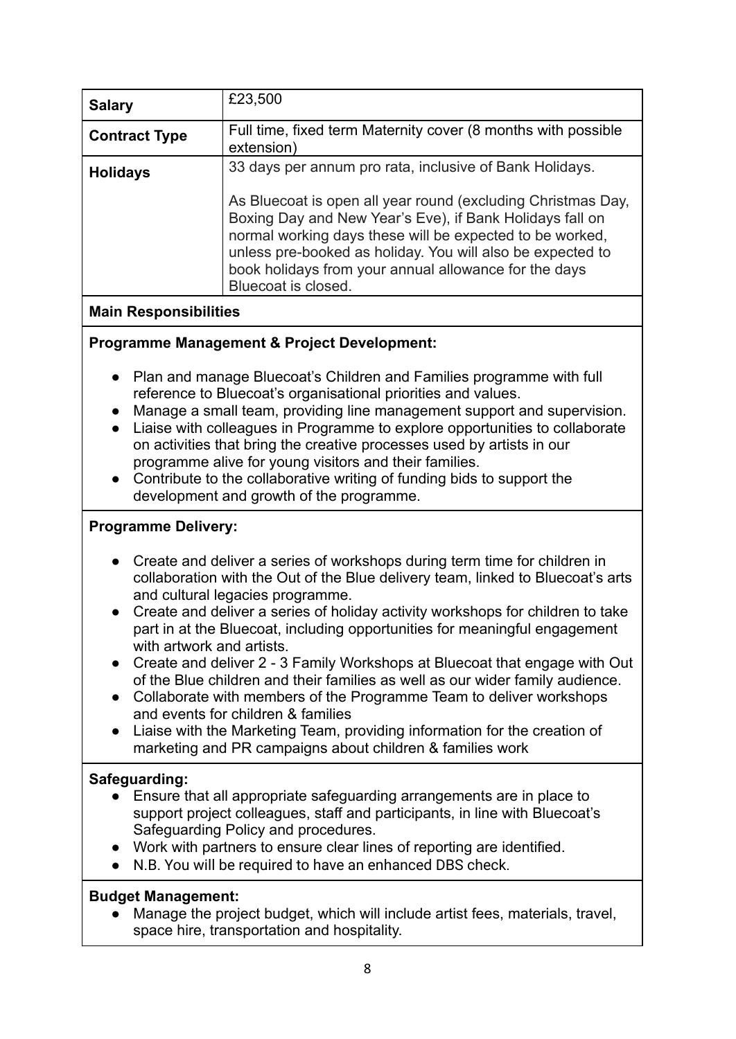| | |
|---|---|
| **Salary** | £23,500 |
| **Contract Type** | Full time, fixed term Maternity cover (8 months with possible extension) |
| **Holidays** | 33 days per annum pro rata, inclusive of Bank Holidays.<br><br>As Bluecoat is open all year round (excluding Christmas Day, Boxing Day and New Year's Eve), if Bank Holidays fall on normal working days these will be expected to be worked, unless pre-booked as holiday. You will also be expected to book holidays from your annual allowance for the days Bluecoat is closed. |

**Main Responsibilities**

**Programme Management & Project Development:**

- Plan and manage Bluecoat's Children and Families programme with full reference to Bluecoat's organisational priorities and values.
- Manage a small team, providing line management support and supervision.
- Liaise with colleagues in Programme to explore opportunities to collaborate on activities that bring the creative processes used by artists in our programme alive for young visitors and their families.
- Contribute to the collaborative writing of funding bids to support the development and growth of the programme.

**Programme Delivery:**

- Create and deliver a series of workshops during term time for children in collaboration with the Out of the Blue delivery team, linked to Bluecoat's arts and cultural legacies programme.
- Create and deliver a series of holiday activity workshops for children to take part in at the Bluecoat, including opportunities for meaningful engagement with artwork and artists.
- Create and deliver 2 - 3 Family Workshops at Bluecoat that engage with Out of the Blue children and their families as well as our wider family audience.
- Collaborate with members of the Programme Team to deliver workshops and events for children & families
- Liaise with the Marketing Team, providing information for the creation of marketing and PR campaigns about children & families work

**Safeguarding:**

- Ensure that all appropriate safeguarding arrangements are in place to support project colleagues, staff and participants, in line with Bluecoat's Safeguarding Policy and procedures.
- Work with partners to ensure clear lines of reporting are identified.
- N.B. You will be required to have an enhanced DBS check.

**Budget Management:**

- Manage the project budget, which will include artist fees, materials, travel, space hire, transportation and hospitality.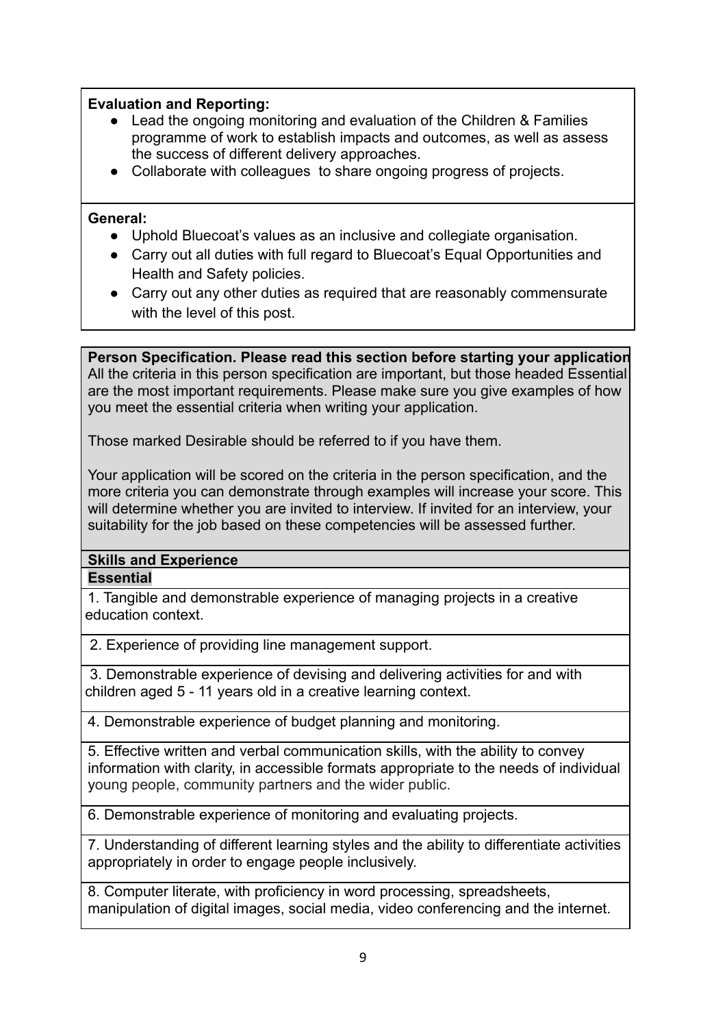**Evaluation and Reporting:**

- Lead the ongoing monitoring and evaluation of the Children & Families programme of work to establish impacts and outcomes, as well as assess the success of different delivery approaches.
- Collaborate with colleagues to share ongoing progress of projects.

**General:**

- Uphold Bluecoat's values as an inclusive and collegiate organisation.
- Carry out all duties with full regard to Bluecoat's Equal Opportunities and Health and Safety policies.
- Carry out any other duties as required that are reasonably commensurate with the level of this post.

**Person Specification. Please read this section before starting your application**

All the criteria in this person specification are important, but those headed Essential are the most important requirements. Please make sure you give examples of how you meet the essential criteria when writing your application.

Those marked Desirable should be referred to if you have them.

Your application will be scored on the criteria in the person specification, and the more criteria you can demonstrate through examples will increase your score. This will determine whether you are invited to interview. If invited for an interview, your suitability for the job based on these competencies will be assessed further.

**Skills and Experience**

**Essential**

1. Tangible and demonstrable experience of managing projects in a creative education context.
2. Experience of providing line management support.
3. Demonstrable experience of devising and delivering activities for and with children aged 5 - 11 years old in a creative learning context.
4. Demonstrable experience of budget planning and monitoring.
5. Effective written and verbal communication skills, with the ability to convey information with clarity, in accessible formats appropriate to the needs of individual young people, community partners and the wider public.
6. Demonstrable experience of monitoring and evaluating projects.
7. Understanding of different learning styles and the ability to differentiate activities appropriately in order to engage people inclusively.
8. Computer literate, with proficiency in word processing, spreadsheets, manipulation of digital images, social media, video conferencing and the internet.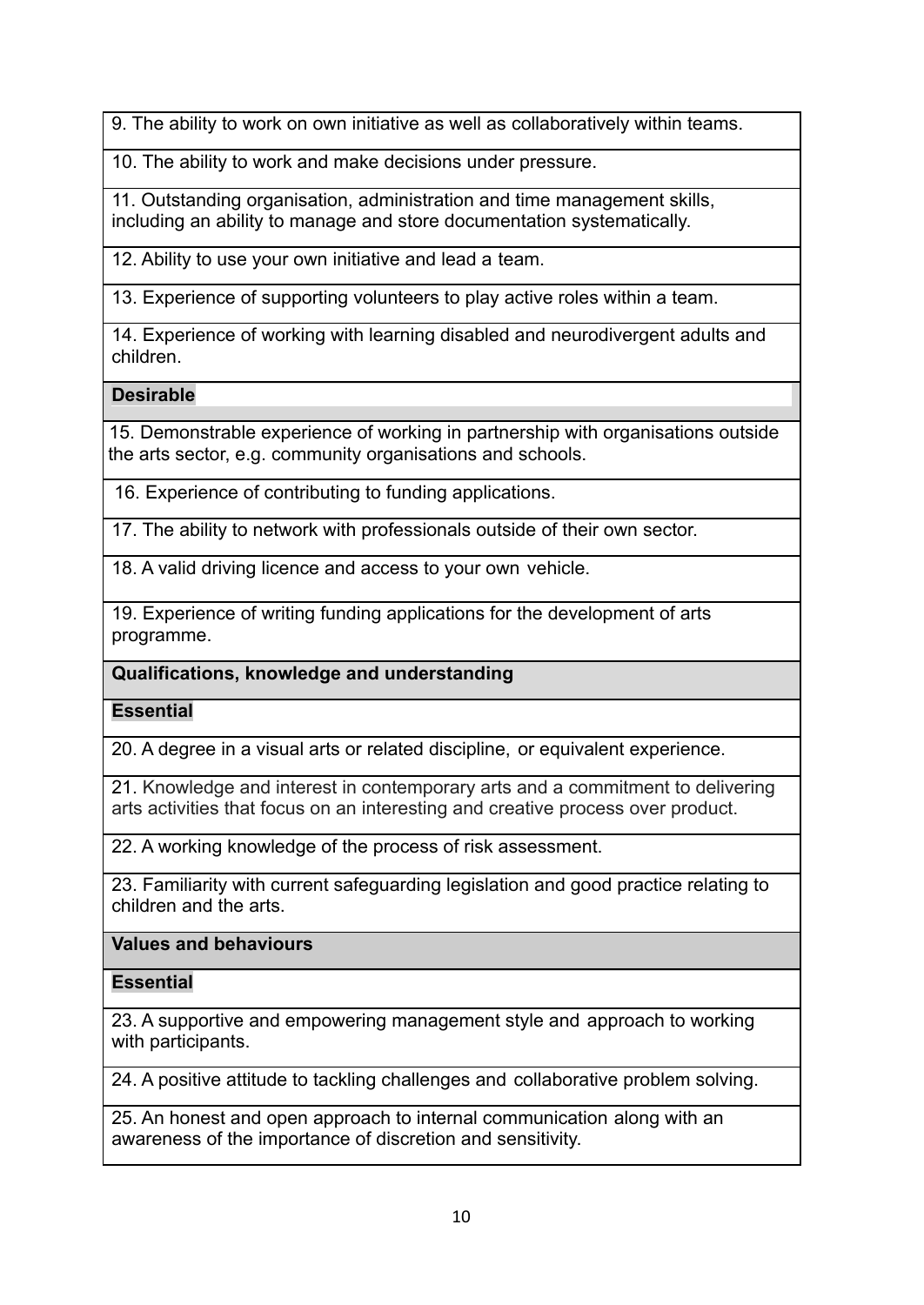| |
|---|
| 9. The ability to work on own initiative as well as collaboratively within teams. |
| 10. The ability to work and make decisions under pressure. |
| 11. Outstanding organisation, administration and time management skills, including an ability to manage and store documentation systematically. |
| 12. Ability to use your own initiative and lead a team. |
| 13. Experience of supporting volunteers to play active roles within a team. |
| 14. Experience of working with learning disabled and neurodivergent adults and children. |
| **Desirable** |
| 15. Demonstrable experience of working in partnership with organisations outside the arts sector, e.g. community organisations and schools. |
| 16. Experience of contributing to funding applications. |
| 17. The ability to network with professionals outside of their own sector. |
| 18. A valid driving licence and access to your own vehicle. |
| 19. Experience of writing funding applications for the development of arts programme. |
| **Qualifications, knowledge and understanding** |
| **Essential** |
| 20. A degree in a visual arts or related discipline, or equivalent experience. |
| 21. Knowledge and interest in contemporary arts and a commitment to delivering arts activities that focus on an interesting and creative process over product. |
| 22. A working knowledge of the process of risk assessment. |
| 23. Familiarity with current safeguarding legislation and good practice relating to children and the arts. |
| **Values and behaviours** |
| **Essential** |
| 23. A supportive and empowering management style and approach to working with participants. |
| 24. A positive attitude to tackling challenges and collaborative problem solving. |
| 25. An honest and open approach to internal communication along with an awareness of the importance of discretion and sensitivity. |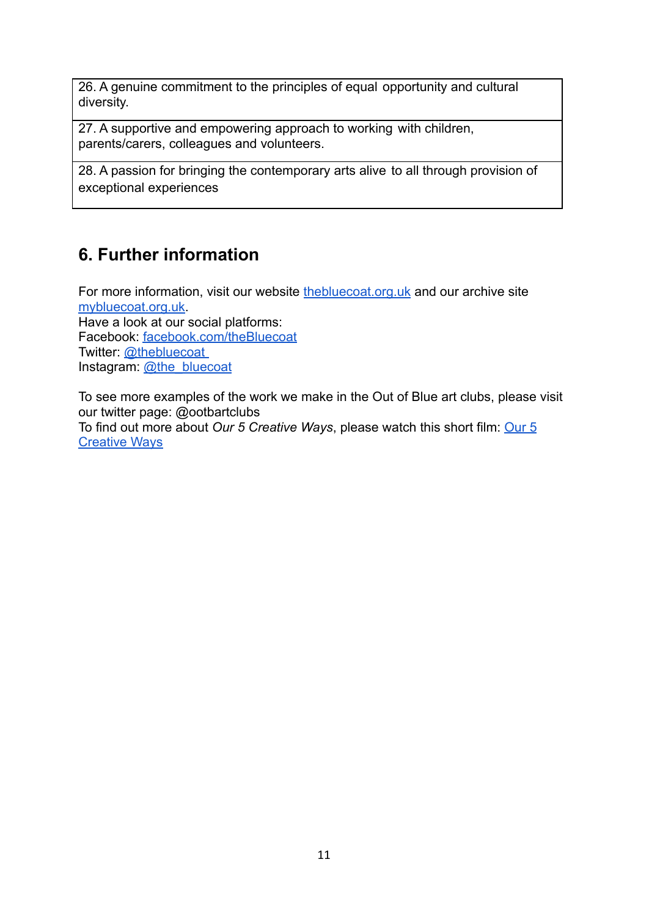| |
|---|
| 26. A genuine commitment to the principles of equal opportunity and cultural diversity. |
| 27. A supportive and empowering approach to working with children, parents/carers, colleagues and volunteers. |
| 28. A passion for bringing the contemporary arts alive to all through provision of exceptional experiences |

## 6. Further information

For more information, visit our website [thebluecoat.org.uk](thebluecoat.org.uk) and our archive site [mybluecoat.org.uk](mybluecoat.org.uk).
Have a look at our social platforms:
Facebook: [facebook.com/theBluecoat](facebook.com/theBluecoat)
Twitter: [@thebluecoat](@thebluecoat)
Instagram: [@the_bluecoat](@the_bluecoat)

To see more examples of the work we make in the Out of Blue art clubs, please visit our twitter page: @ootbartclubs
To find out more about *Our 5 Creative Ways*, please watch this short film: Our 5 Creative Ways